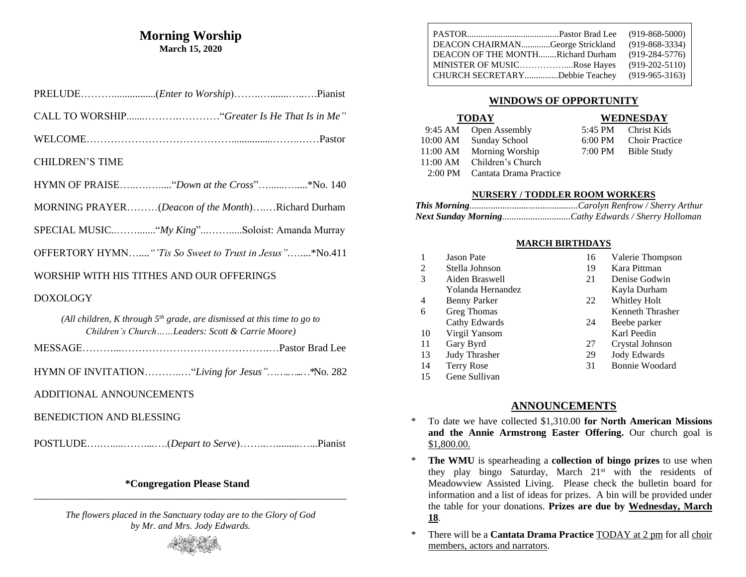# Morning Worship

**March 15, 2020**

PRELUDE………................(*Enter to Worship*)……..…......…..….Pianist

CALL TO WORSHIP.......…………………“*Greater Is He That Is in Me”*

WELCOME……………………………………...............……..……Pastor

CHILDREN’S TIME

HYMN OF PRAISE…..……......“*Down at the Cross*”…......….....*No. 140

MORNING PRAYER………(*Deacon of the Month*)….…Richard Durham

SPECIAL MUSIC..…….......“*My King*”...……......Soloist: Amanda Murray

OFFERTORY HYMN…....*“’Tis So Sweet to Trust in Jesus”*…....*No.411

WORSHIP WITH HIS TITHES AND OUR OFFERINGS

DOXOLOGY

*(All children, K through 5th grade, are dismissed at this time to go to Children’s Church……Leaders: Scott & Carrie Moore)*

MESSAGE………...……………………………………….…Pastor Brad Lee

HYMN OF INVITATION………..…“*Living for Jesus”*……..…..…*No. 282

ADDITIONAL ANNOUNCEMENTS

BENEDICTION AND BLESSING

POSTLUDE…….......……....….(*Depart to Serve*)……..…........…..Pianist

**\*Congregation Please Stand**

---

*The flowers placed in the Sanctuary today are to the Glory of God by Mr. and Mrs. Jody Edwards.*

| | | |
|---|---|---|
| PASTOR | Pastor Brad Lee | (919-868-5000) |
| DEACON CHAIRMAN | George Strickland | (919-868-3334) |
| DEACON OF THE MONTH | Richard Durham | (919-284-5776) |
| MINISTER OF MUSIC | Rose Hayes | (919-202-5110) |
| CHURCH SECRETARY | Debbie Teachey | (919-965-3163) |

## WINDOWS OF OPPORTUNITY

**TODAY**

| | |
|---|---|
| 9:45 AM | Open Assembly |
| 10:00 AM | Sunday School |
| 11:00 AM | Morning Worship |
| 11:00 AM | Children’s Church |
| 2:00 PM | Cantata Drama Practice |

**WEDNESDAY**

| | |
|---|---|
| 5:45 PM | Christ Kids |
| 6:00 PM | Choir Practice |
| 7:00 PM | Bible Study |

### NURSERY / TODDLER ROOM WORKERS

***This Morning***.............................................*Carolyn Renfrow / Sherry Arthur*
***Next Sunday Morning***............................*Cathy Edwards / Sherry Holloman*

### MARCH BIRTHDAYS

| | | | |
|---|---|---|---|
| 1 | Jason Pate | 16 | Valerie Thompson |
| 2 | Stella Johnson | 19 | Kara Pittman |
| 3 | Aiden Braswell | 21 | Denise Godwin |
| | Yolanda Hernandez | | Kayla Durham |
| 4 | Benny Parker | 22 | Whitley Holt |
| 6 | Greg Thomas | | Kenneth Thrasher |
| | Cathy Edwards | 24 | Beebe parker |
| 10 | Virgil Yansom | | Karl Peedin |
| 11 | Gary Byrd | 27 | Crystal Johnson |
| 13 | Judy Thrasher | 29 | Jody Edwards |
| 14 | Terry Rose | 31 | Bonnie Woodard |
| 15 | Gene Sullivan | | |

## ANNOUNCEMENTS

* To date we have collected $1,310.00 **for North American Missions and the Annie Armstrong Easter Offering.** Our church goal is $1,800.00.
* **The WMU** is spearheading a **collection of bingo prizes** to use when they play bingo Saturday, March 21st with the residents of Meadowview Assisted Living. Please check the bulletin board for information and a list of ideas for prizes. A bin will be provided under the table for your donations. **Prizes are due by Wednesday, March 18**.
* There will be a **Cantata Drama Practice** TODAY at 2 pm for all choir members, actors and narrators.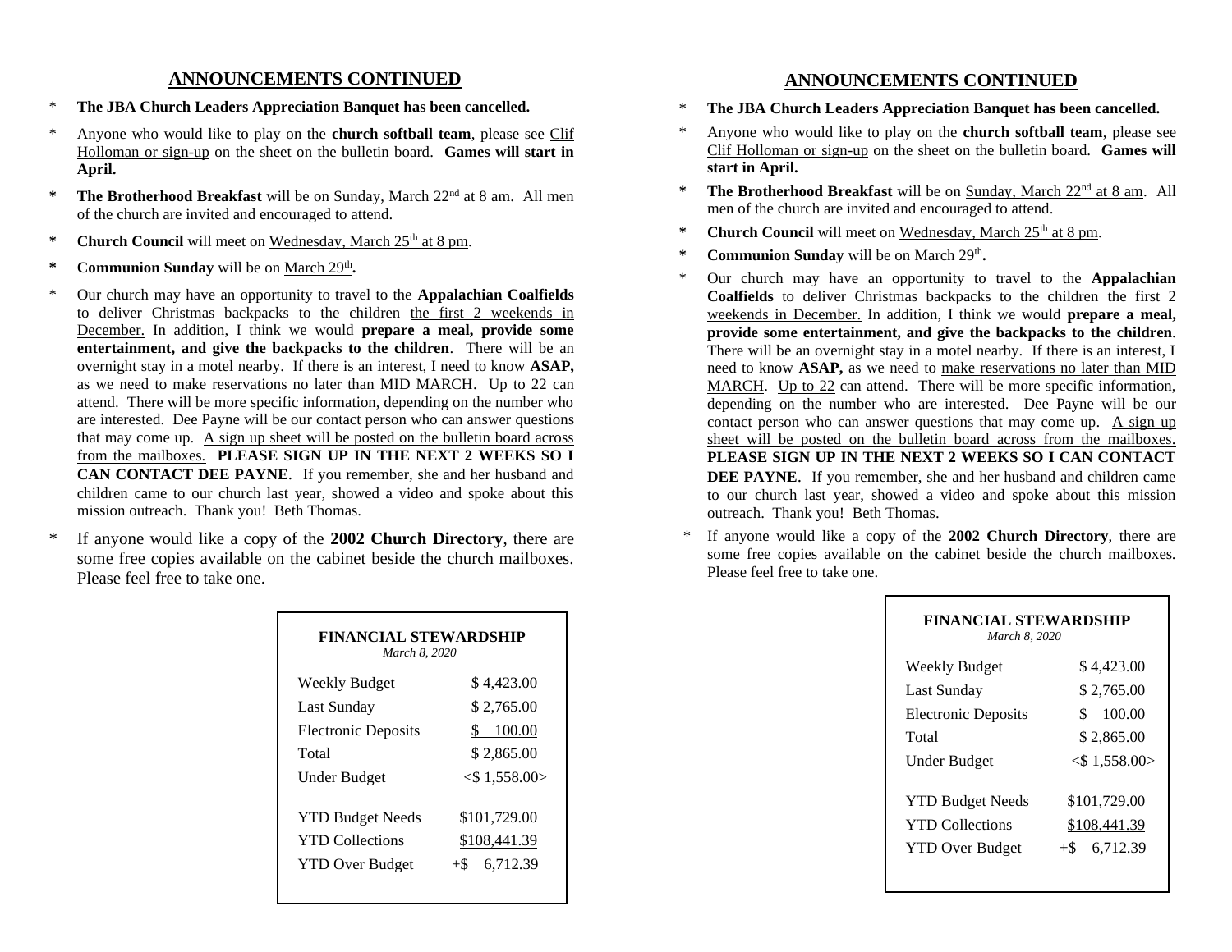## ANNOUNCEMENTS CONTINUED

- **The JBA Church Leaders Appreciation Banquet has been cancelled.**
- Anyone who would like to play on the **church softball team**, please see Clif Holloman or sign-up on the sheet on the bulletin board. **Games will start in April.**
- **The Brotherhood Breakfast** will be on Sunday, March 22nd at 8 am. All men of the church are invited and encouraged to attend.
- **Church Council** will meet on Wednesday, March 25th at 8 pm.
- **Communion Sunday** will be on March 29th**.**
- Our church may have an opportunity to travel to the **Appalachian Coalfields** to deliver Christmas backpacks to the children the first 2 weekends in December. In addition, I think we would **prepare a meal, provide some entertainment, and give the backpacks to the children**. There will be an overnight stay in a motel nearby. If there is an interest, I need to know **ASAP,** as we need to make reservations no later than MID MARCH. Up to 22 can attend. There will be more specific information, depending on the number who are interested. Dee Payne will be our contact person who can answer questions that may come up. A sign up sheet will be posted on the bulletin board across from the mailboxes. **PLEASE SIGN UP IN THE NEXT 2 WEEKS SO I CAN CONTACT DEE PAYNE**. If you remember, she and her husband and children came to our church last year, showed a video and spoke about this mission outreach. Thank you! Beth Thomas.
- If anyone would like a copy of the **2002 Church Directory**, there are some free copies available on the cabinet beside the church mailboxes. Please feel free to take one.

**FINANCIAL STEWARDSHIP**
*March 8, 2020*

| | |
|---|---|
| Weekly Budget | $ 4,423.00 |
| Last Sunday | $ 2,765.00 |
| Electronic Deposits | $ 100.00 |
| Total | $ 2,865.00 |
| Under Budget | <$ 1,558.00> |
| YTD Budget Needs | $101,729.00 |
| YTD Collections | $108,441.39 |
| YTD Over Budget | +$ 6,712.39 |

## ANNOUNCEMENTS CONTINUED

- **The JBA Church Leaders Appreciation Banquet has been cancelled.**
- Anyone who would like to play on the **church softball team**, please see Clif Holloman or sign-up on the sheet on the bulletin board. **Games will start in April.**
- **The Brotherhood Breakfast** will be on Sunday, March 22nd at 8 am. All men of the church are invited and encouraged to attend.
- **Church Council** will meet on Wednesday, March 25th at 8 pm.
- **Communion Sunday** will be on March 29th**.**
- Our church may have an opportunity to travel to the **Appalachian Coalfields** to deliver Christmas backpacks to the children the first 2 weekends in December. In addition, I think we would **prepare a meal, provide some entertainment, and give the backpacks to the children**. There will be an overnight stay in a motel nearby. If there is an interest, I need to know **ASAP,** as we need to make reservations no later than MID MARCH. Up to 22 can attend. There will be more specific information, depending on the number who are interested. Dee Payne will be our contact person who can answer questions that may come up. A sign up sheet will be posted on the bulletin board across from the mailboxes. **PLEASE SIGN UP IN THE NEXT 2 WEEKS SO I CAN CONTACT DEE PAYNE**. If you remember, she and her husband and children came to our church last year, showed a video and spoke about this mission outreach. Thank you! Beth Thomas.
- If anyone would like a copy of the **2002 Church Directory**, there are some free copies available on the cabinet beside the church mailboxes. Please feel free to take one.

**FINANCIAL STEWARDSHIP**
*March 8, 2020*

| | |
|---|---|
| Weekly Budget | $ 4,423.00 |
| Last Sunday | $ 2,765.00 |
| Electronic Deposits | $ 100.00 |
| Total | $ 2,865.00 |
| Under Budget | <$ 1,558.00> |
| YTD Budget Needs | $101,729.00 |
| YTD Collections | $108,441.39 |
| YTD Over Budget | +$ 6,712.39 |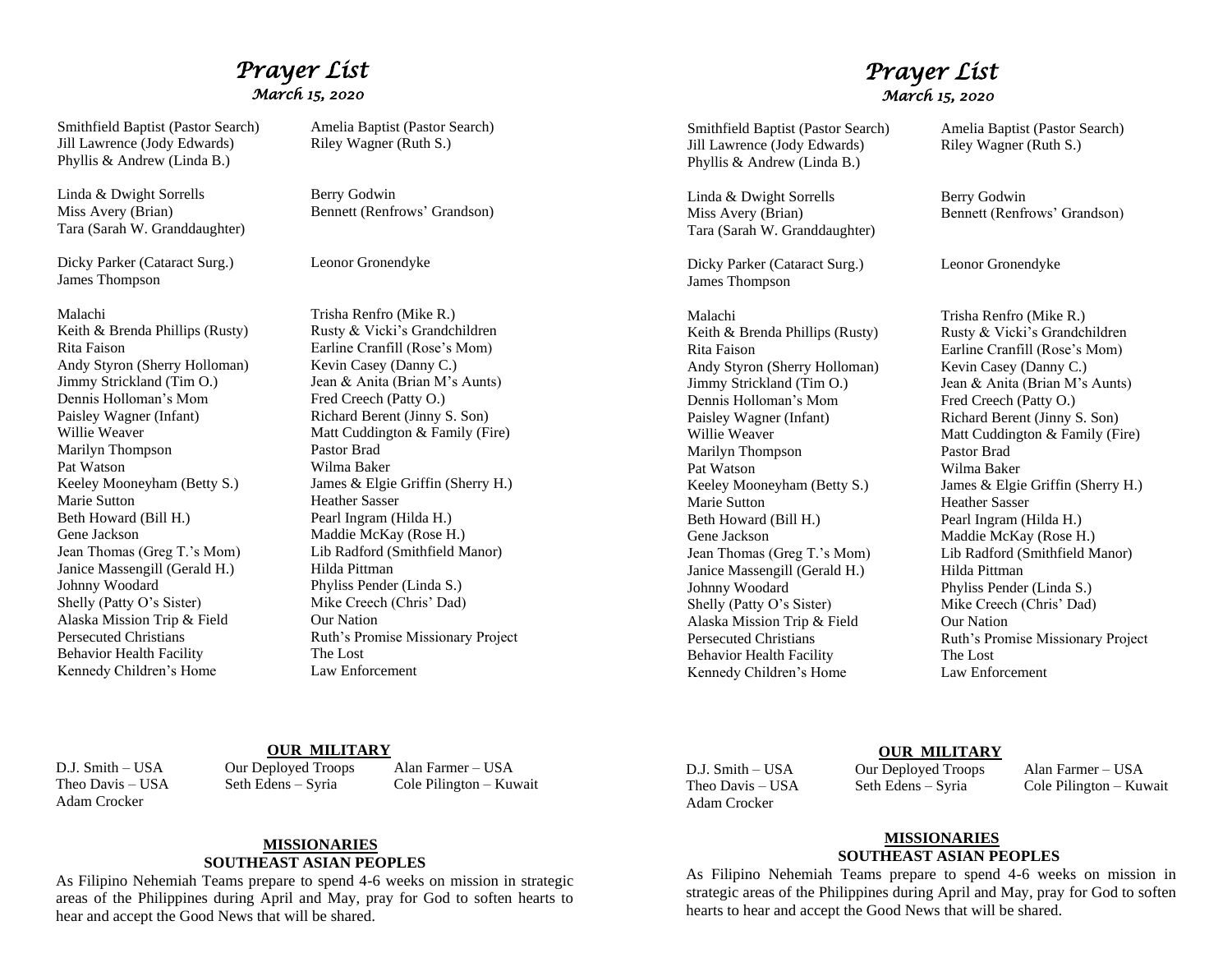# *Prayer List*

*March 15, 2020*

Smithfield Baptist (Pastor Search)
Jill Lawrence (Jody Edwards)
Phyllis & Andrew (Linda B.)

Amelia Baptist (Pastor Search)
Riley Wagner (Ruth S.)

Linda & Dwight Sorrells
Miss Avery (Brian)
Tara (Sarah W. Granddaughter)

Berry Godwin
Bennett (Renfrows' Grandson)

Dicky Parker (Cataract Surg.)
James Thompson

Leonor Gronendyke

Malachi
Keith & Brenda Phillips (Rusty)
Rita Faison
Andy Styron (Sherry Holloman)
Jimmy Strickland (Tim O.)
Dennis Holloman's Mom
Paisley Wagner (Infant)
Willie Weaver
Marilyn Thompson
Pat Watson
Keeley Mooneyham (Betty S.)
Marie Sutton
Beth Howard (Bill H.)
Gene Jackson
Jean Thomas (Greg T.'s Mom)
Janice Massengill (Gerald H.)
Johnny Woodard
Shelly (Patty O's Sister)
Alaska Mission Trip & Field
Persecuted Christians
Behavior Health Facility
Kennedy Children's Home

Trisha Renfro (Mike R.)
Rusty & Vicki's Grandchildren
Earline Cranfill (Rose's Mom)
Kevin Casey (Danny C.)
Jean & Anita (Brian M's Aunts)
Fred Creech (Patty O.)
Richard Berent (Jinny S. Son)
Matt Cuddington & Family (Fire)
Pastor Brad
Wilma Baker
James & Elgie Griffin (Sherry H.)
Heather Sasser
Pearl Ingram (Hilda H.)
Maddie McKay (Rose H.)
Lib Radford (Smithfield Manor)
Hilda Pittman
Phyliss Pender (Linda S.)
Mike Creech (Chris' Dad)
Our Nation
Ruth's Promise Missionary Project
The Lost
Law Enforcement

**OUR MILITARY**

D.J. Smith – USA
Theo Davis – USA
Adam Crocker
Our Deployed Troops
Seth Edens – Syria
Alan Farmer – USA
Cole Pilington – Kuwait

**MISSIONARIES**

**SOUTHEAST ASIAN PEOPLES**

As Filipino Nehemiah Teams prepare to spend 4-6 weeks on mission in strategic areas of the Philippines during April and May, pray for God to soften hearts to hear and accept the Good News that will be shared.

# *Prayer List*

*March 15, 2020*

Smithfield Baptist (Pastor Search)
Jill Lawrence (Jody Edwards)
Phyllis & Andrew (Linda B.)

Amelia Baptist (Pastor Search)
Riley Wagner (Ruth S.)

Linda & Dwight Sorrells
Miss Avery (Brian)
Tara (Sarah W. Granddaughter)

Berry Godwin
Bennett (Renfrows' Grandson)

Dicky Parker (Cataract Surg.)
James Thompson

Leonor Gronendyke

Malachi
Keith & Brenda Phillips (Rusty)
Rita Faison
Andy Styron (Sherry Holloman)
Jimmy Strickland (Tim O.)
Dennis Holloman's Mom
Paisley Wagner (Infant)
Willie Weaver
Marilyn Thompson
Pat Watson
Keeley Mooneyham (Betty S.)
Marie Sutton
Beth Howard (Bill H.)
Gene Jackson
Jean Thomas (Greg T.'s Mom)
Janice Massengill (Gerald H.)
Johnny Woodard
Shelly (Patty O's Sister)
Alaska Mission Trip & Field
Persecuted Christians
Behavior Health Facility
Kennedy Children's Home

Trisha Renfro (Mike R.)
Rusty & Vicki's Grandchildren
Earline Cranfill (Rose's Mom)
Kevin Casey (Danny C.)
Jean & Anita (Brian M's Aunts)
Fred Creech (Patty O.)
Richard Berent (Jinny S. Son)
Matt Cuddington & Family (Fire)
Pastor Brad
Wilma Baker
James & Elgie Griffin (Sherry H.)
Heather Sasser
Pearl Ingram (Hilda H.)
Maddie McKay (Rose H.)
Lib Radford (Smithfield Manor)
Hilda Pittman
Phyliss Pender (Linda S.)
Mike Creech (Chris' Dad)
Our Nation
Ruth's Promise Missionary Project
The Lost
Law Enforcement

**OUR MILITARY**

D.J. Smith – USA
Theo Davis – USA
Adam Crocker
Our Deployed Troops
Seth Edens – Syria
Alan Farmer – USA
Cole Pilington – Kuwait

**MISSIONARIES**

**SOUTHEAST ASIAN PEOPLES**

As Filipino Nehemiah Teams prepare to spend 4-6 weeks on mission in strategic areas of the Philippines during April and May, pray for God to soften hearts to hear and accept the Good News that will be shared.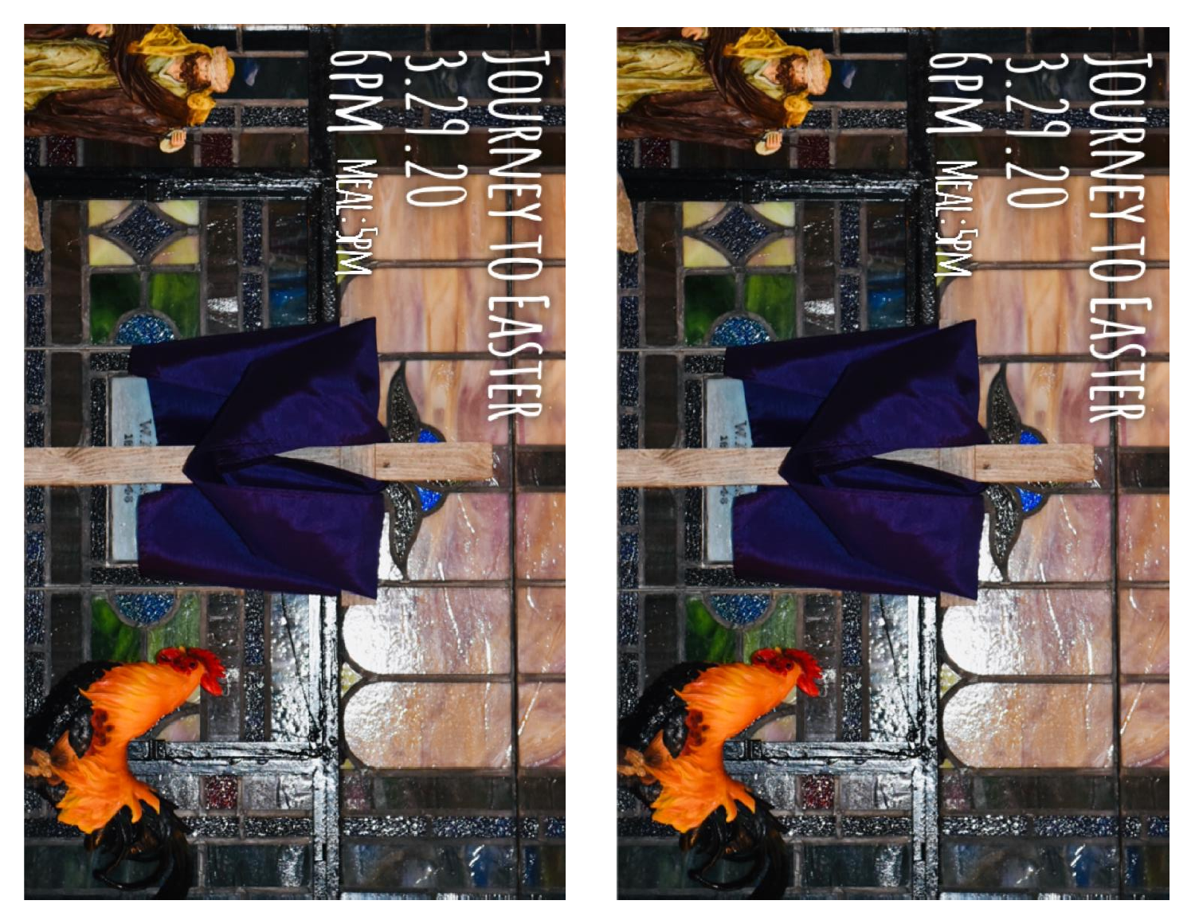JOURNEY TO EASTER
3.29.20
6PM
MEAL: 5PM

JOURNEY TO EASTER
3.29.20
6PM
MEAL: 5PM